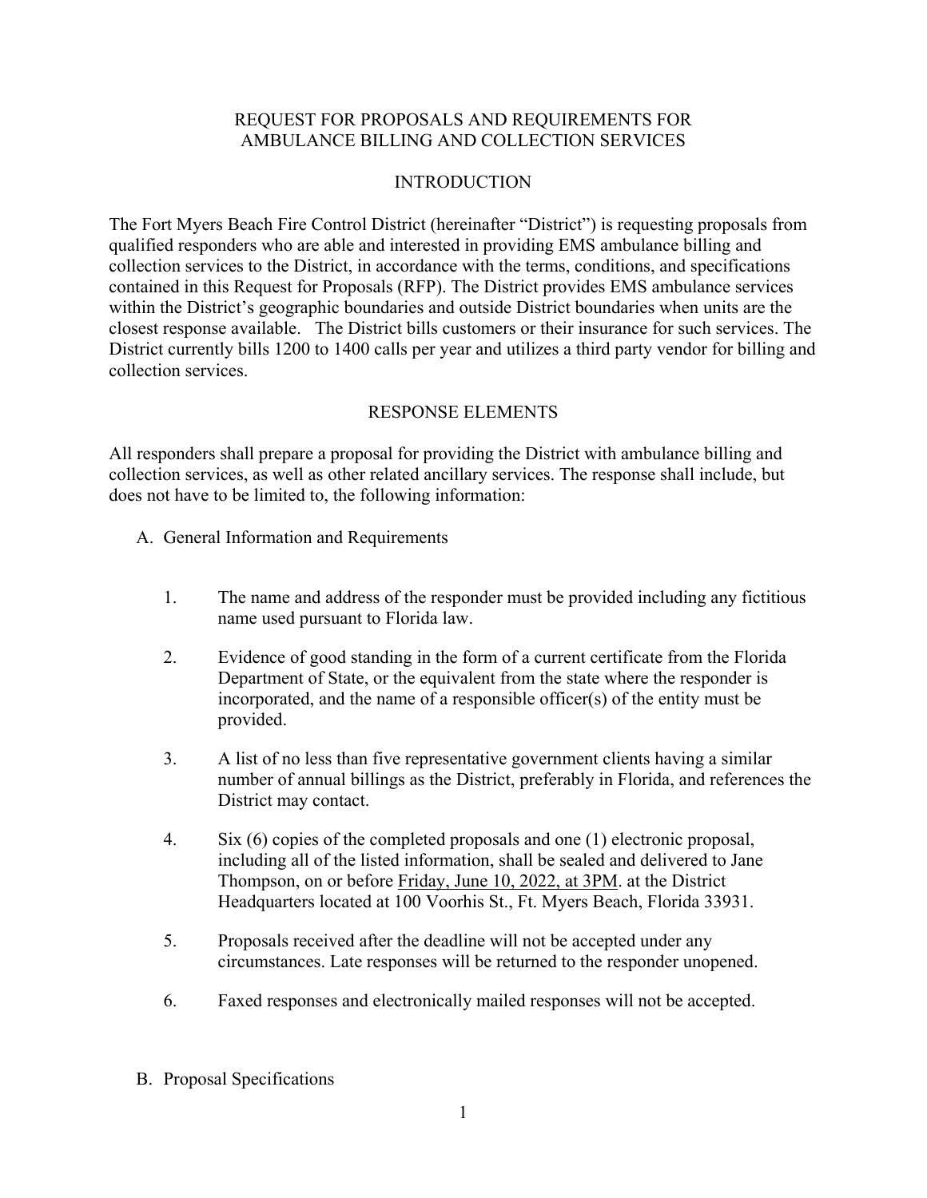# REQUEST FOR PROPOSALS AND REQUIREMENTS FOR AMBULANCE BILLING AND COLLECTION SERVICES

## INTRODUCTION

The Fort Myers Beach Fire Control District (hereinafter "District") is requesting proposals from qualified responders who are able and interested in providing EMS ambulance billing and collection services to the District, in accordance with the terms, conditions, and specifications contained in this Request for Proposals (RFP). The District provides EMS ambulance services within the District's geographic boundaries and outside District boundaries when units are the closest response available. The District bills customers or their insurance for such services. The District currently bills 1200 to 1400 calls per year and utilizes a third party vendor for billing and collection services.

## RESPONSE ELEMENTS

All responders shall prepare a proposal for providing the District with ambulance billing and collection services, as well as other related ancillary services. The response shall include, but does not have to be limited to, the following information:

A. General Information and Requirements

1. The name and address of the responder must be provided including any fictitious name used pursuant to Florida law.

2. Evidence of good standing in the form of a current certificate from the Florida Department of State, or the equivalent from the state where the responder is incorporated, and the name of a responsible officer(s) of the entity must be provided.

3. A list of no less than five representative government clients having a similar number of annual billings as the District, preferably in Florida, and references the District may contact.

4. Six (6) copies of the completed proposals and one (1) electronic proposal, including all of the listed information, shall be sealed and delivered to Jane Thompson, on or before <u>Friday, June 10, 2022, at 3PM</u>. at the District Headquarters located at 100 Voorhis St., Ft. Myers Beach, Florida 33931.

5. Proposals received after the deadline will not be accepted under any circumstances. Late responses will be returned to the responder unopened.

6. Faxed responses and electronically mailed responses will not be accepted.

B. Proposal Specifications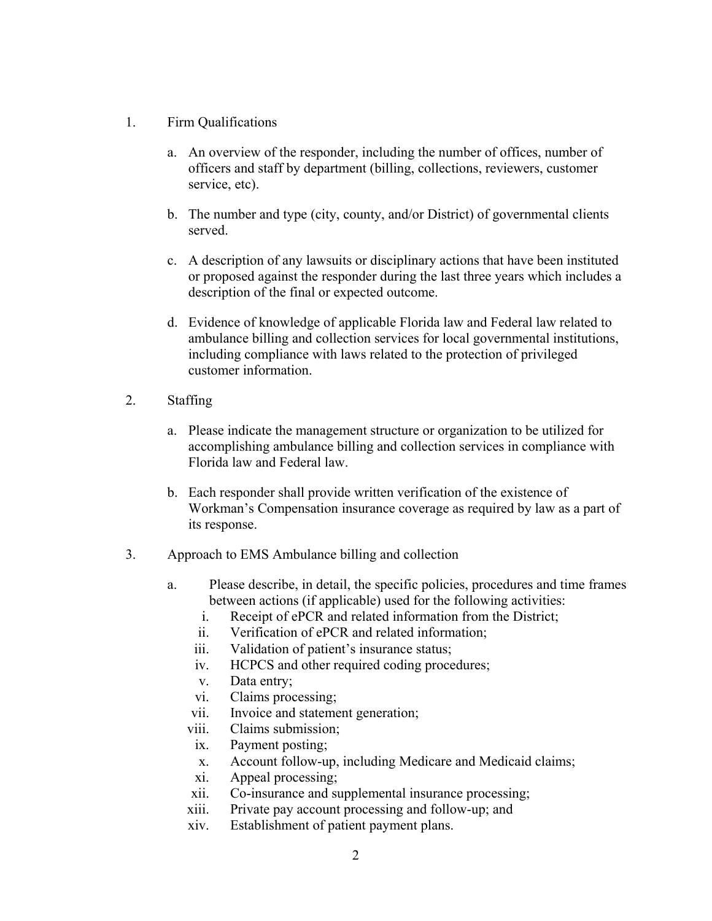1. Firm Qualifications

   a. An overview of the responder, including the number of offices, number of officers and staff by department (billing, collections, reviewers, customer service, etc).

   b. The number and type (city, county, and/or District) of governmental clients served.

   c. A description of any lawsuits or disciplinary actions that have been instituted or proposed against the responder during the last three years which includes a description of the final or expected outcome.

   d. Evidence of knowledge of applicable Florida law and Federal law related to ambulance billing and collection services for local governmental institutions, including compliance with laws related to the protection of privileged customer information.

2. Staffing

   a. Please indicate the management structure or organization to be utilized for accomplishing ambulance billing and collection services in compliance with Florida law and Federal law.

   b. Each responder shall provide written verification of the existence of Workman's Compensation insurance coverage as required by law as a part of its response.

3. Approach to EMS Ambulance billing and collection

   a. Please describe, in detail, the specific policies, procedures and time frames between actions (if applicable) used for the following activities:

      i. Receipt of ePCR and related information from the District;
      ii. Verification of ePCR and related information;
      iii. Validation of patient's insurance status;
      iv. HCPCS and other required coding procedures;
      v. Data entry;
      vi. Claims processing;
      vii. Invoice and statement generation;
      viii. Claims submission;
      ix. Payment posting;
      x. Account follow-up, including Medicare and Medicaid claims;
      xi. Appeal processing;
      xii. Co-insurance and supplemental insurance processing;
      xiii. Private pay account processing and follow-up; and
      xiv. Establishment of patient payment plans.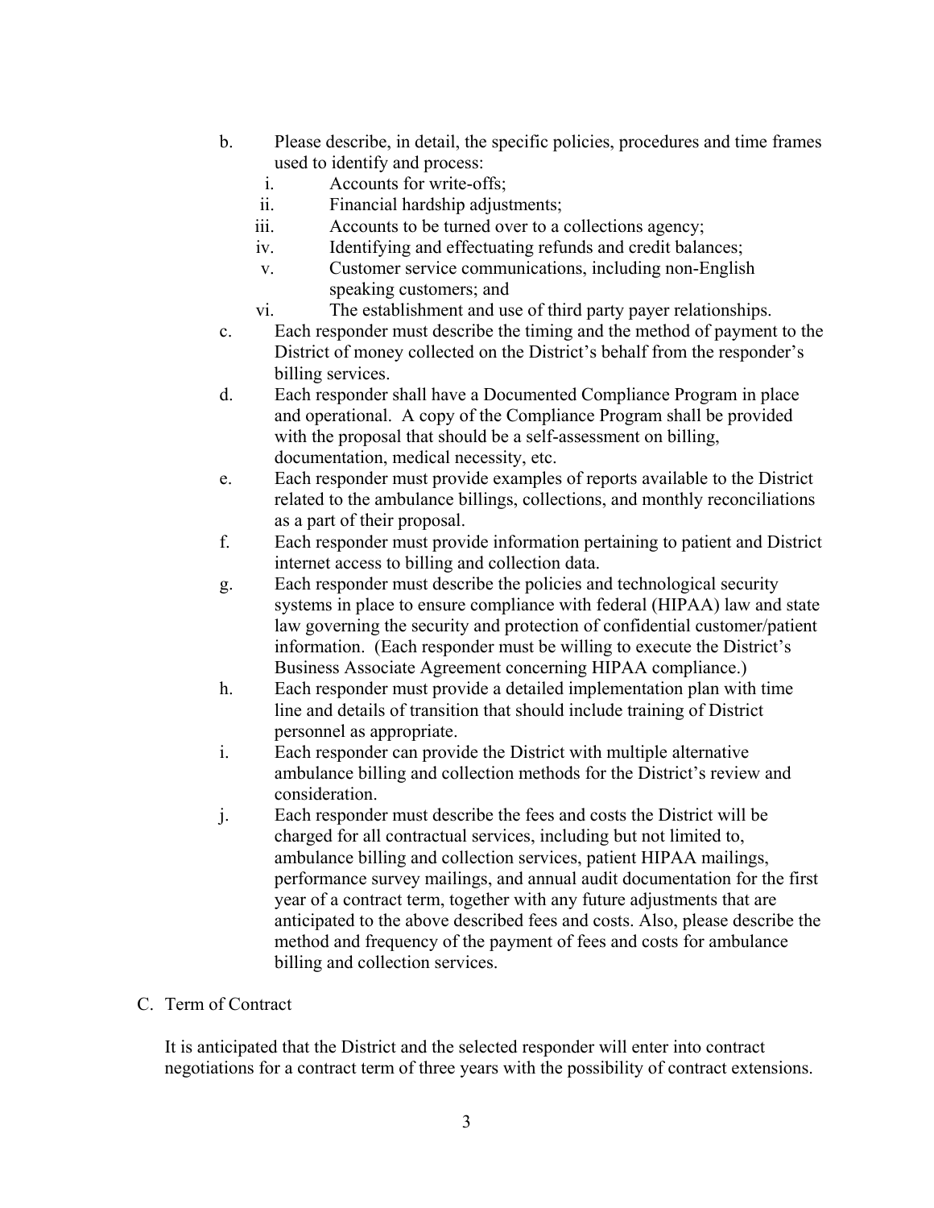b. Please describe, in detail, the specific policies, procedures and time frames used to identify and process:
   i. Accounts for write-offs;
   ii. Financial hardship adjustments;
   iii. Accounts to be turned over to a collections agency;
   iv. Identifying and effectuating refunds and credit balances;
   v. Customer service communications, including non-English speaking customers; and
   vi. The establishment and use of third party payer relationships.

c. Each responder must describe the timing and the method of payment to the District of money collected on the District's behalf from the responder's billing services.

d. Each responder shall have a Documented Compliance Program in place and operational. A copy of the Compliance Program shall be provided with the proposal that should be a self-assessment on billing, documentation, medical necessity, etc.

e. Each responder must provide examples of reports available to the District related to the ambulance billings, collections, and monthly reconciliations as a part of their proposal.

f. Each responder must provide information pertaining to patient and District internet access to billing and collection data.

g. Each responder must describe the policies and technological security systems in place to ensure compliance with federal (HIPAA) law and state law governing the security and protection of confidential customer/patient information. (Each responder must be willing to execute the District's Business Associate Agreement concerning HIPAA compliance.)

h. Each responder must provide a detailed implementation plan with time line and details of transition that should include training of District personnel as appropriate.

i. Each responder can provide the District with multiple alternative ambulance billing and collection methods for the District's review and consideration.

j. Each responder must describe the fees and costs the District will be charged for all contractual services, including but not limited to, ambulance billing and collection services, patient HIPAA mailings, performance survey mailings, and annual audit documentation for the first year of a contract term, together with any future adjustments that are anticipated to the above described fees and costs. Also, please describe the method and frequency of the payment of fees and costs for ambulance billing and collection services.

C. Term of Contract

It is anticipated that the District and the selected responder will enter into contract negotiations for a contract term of three years with the possibility of contract extensions.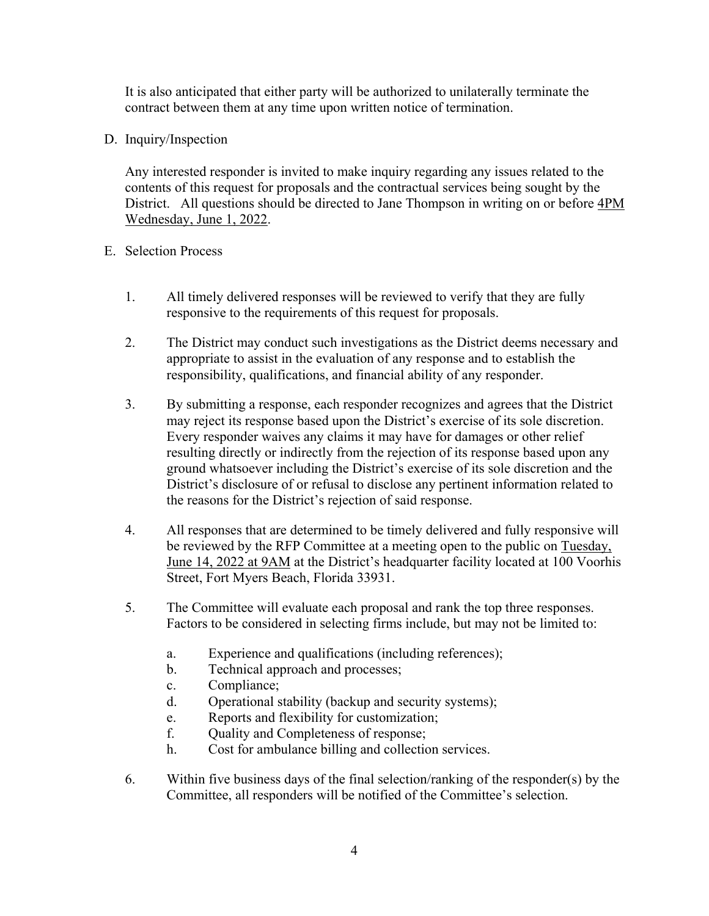It is also anticipated that either party will be authorized to unilaterally terminate the contract between them at any time upon written notice of termination.

D. Inquiry/Inspection

Any interested responder is invited to make inquiry regarding any issues related to the contents of this request for proposals and the contractual services being sought by the District. All questions should be directed to Jane Thompson in writing on or before 4PM Wednesday, June 1, 2022.

E. Selection Process

1. All timely delivered responses will be reviewed to verify that they are fully responsive to the requirements of this request for proposals.

2. The District may conduct such investigations as the District deems necessary and appropriate to assist in the evaluation of any response and to establish the responsibility, qualifications, and financial ability of any responder.

3. By submitting a response, each responder recognizes and agrees that the District may reject its response based upon the District's exercise of its sole discretion. Every responder waives any claims it may have for damages or other relief resulting directly or indirectly from the rejection of its response based upon any ground whatsoever including the District's exercise of its sole discretion and the District's disclosure of or refusal to disclose any pertinent information related to the reasons for the District's rejection of said response.

4. All responses that are determined to be timely delivered and fully responsive will be reviewed by the RFP Committee at a meeting open to the public on Tuesday, June 14, 2022 at 9AM at the District's headquarter facility located at 100 Voorhis Street, Fort Myers Beach, Florida 33931.

5. The Committee will evaluate each proposal and rank the top three responses. Factors to be considered in selecting firms include, but may not be limited to:

   a. Experience and qualifications (including references);
   b. Technical approach and processes;
   c. Compliance;
   d. Operational stability (backup and security systems);
   e. Reports and flexibility for customization;
   f. Quality and Completeness of response;
   h. Cost for ambulance billing and collection services.

6. Within five business days of the final selection/ranking of the responder(s) by the Committee, all responders will be notified of the Committee's selection.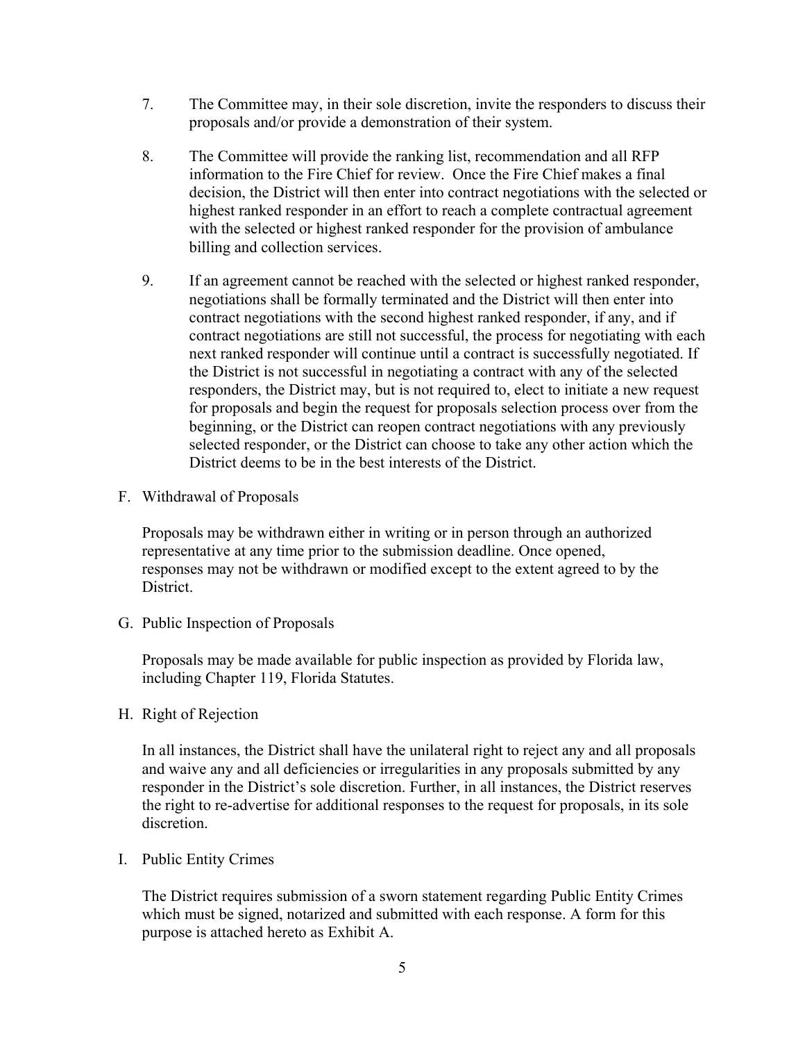7. The Committee may, in their sole discretion, invite the responders to discuss their proposals and/or provide a demonstration of their system.

8. The Committee will provide the ranking list, recommendation and all RFP information to the Fire Chief for review. Once the Fire Chief makes a final decision, the District will then enter into contract negotiations with the selected or highest ranked responder in an effort to reach a complete contractual agreement with the selected or highest ranked responder for the provision of ambulance billing and collection services.

9. If an agreement cannot be reached with the selected or highest ranked responder, negotiations shall be formally terminated and the District will then enter into contract negotiations with the second highest ranked responder, if any, and if contract negotiations are still not successful, the process for negotiating with each next ranked responder will continue until a contract is successfully negotiated. If the District is not successful in negotiating a contract with any of the selected responders, the District may, but is not required to, elect to initiate a new request for proposals and begin the request for proposals selection process over from the beginning, or the District can reopen contract negotiations with any previously selected responder, or the District can choose to take any other action which the District deems to be in the best interests of the District.

F. Withdrawal of Proposals

Proposals may be withdrawn either in writing or in person through an authorized representative at any time prior to the submission deadline. Once opened, responses may not be withdrawn or modified except to the extent agreed to by the District.

G. Public Inspection of Proposals

Proposals may be made available for public inspection as provided by Florida law, including Chapter 119, Florida Statutes.

H. Right of Rejection

In all instances, the District shall have the unilateral right to reject any and all proposals and waive any and all deficiencies or irregularities in any proposals submitted by any responder in the District's sole discretion. Further, in all instances, the District reserves the right to re-advertise for additional responses to the request for proposals, in its sole discretion.

I. Public Entity Crimes

The District requires submission of a sworn statement regarding Public Entity Crimes which must be signed, notarized and submitted with each response. A form for this purpose is attached hereto as Exhibit A.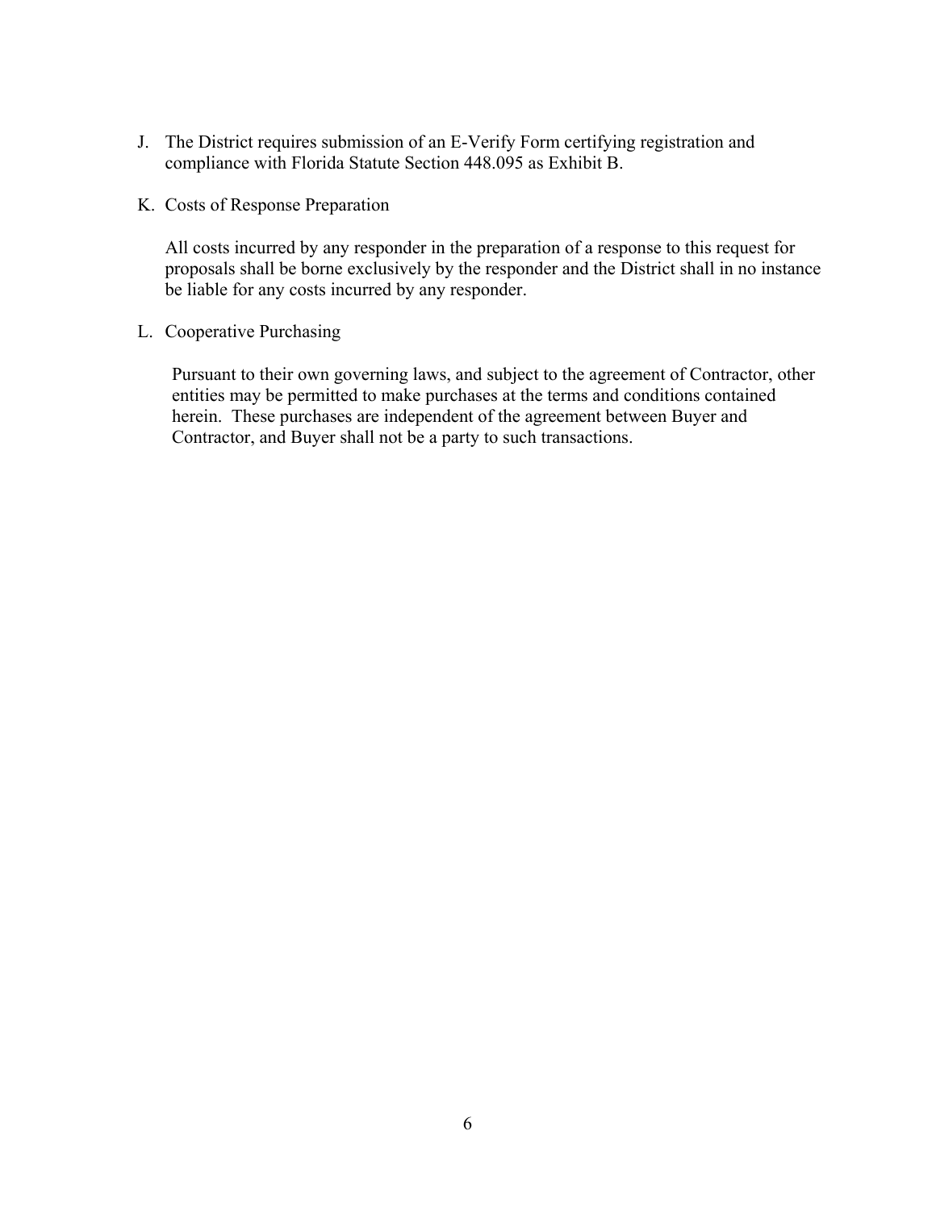J. The District requires submission of an E-Verify Form certifying registration and compliance with Florida Statute Section 448.095 as Exhibit B.

K. Costs of Response Preparation

   All costs incurred by any responder in the preparation of a response to this request for proposals shall be borne exclusively by the responder and the District shall in no instance be liable for any costs incurred by any responder.

L. Cooperative Purchasing

   Pursuant to their own governing laws, and subject to the agreement of Contractor, other entities may be permitted to make purchases at the terms and conditions contained herein. These purchases are independent of the agreement between Buyer and Contractor, and Buyer shall not be a party to such transactions.